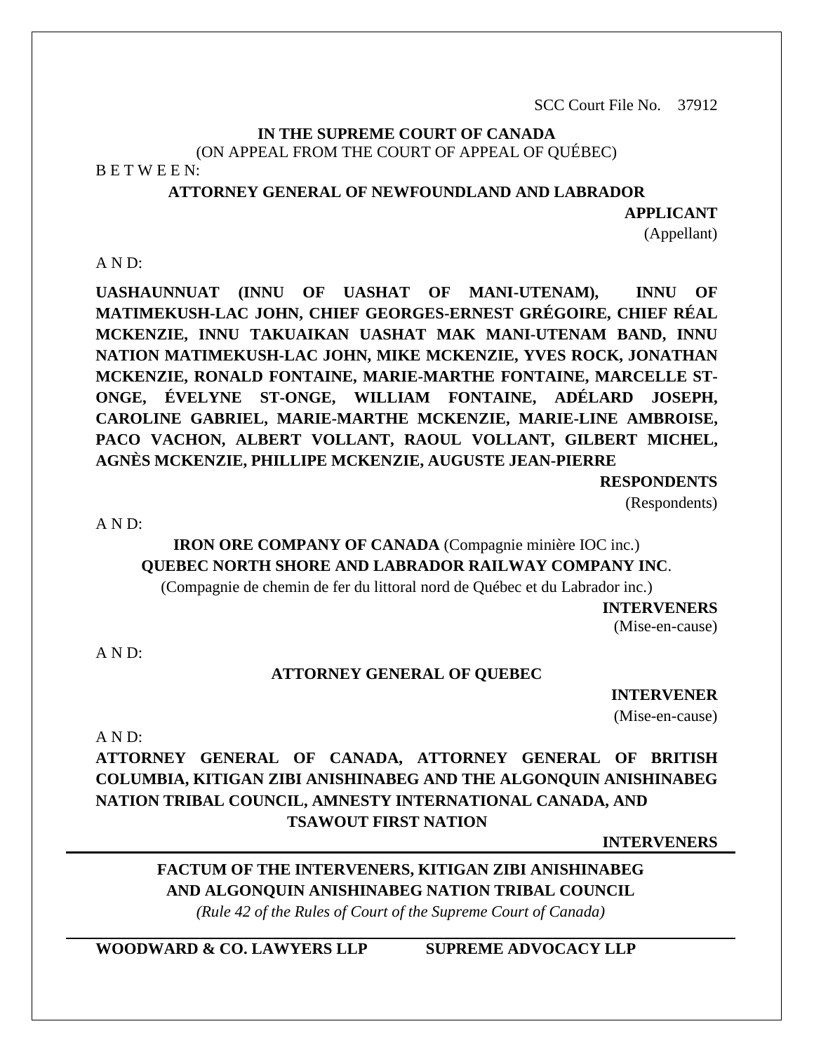SCC Court File No. 37912

**IN THE SUPREME COURT OF CANADA**

(ON APPEAL FROM THE COURT OF APPEAL OF QUÉBEC)

B E T W E E N:

**ATTORNEY GENERAL OF NEWFOUNDLAND AND LABRADOR**

**APPLICANT**
(Appellant)

A N D:

**UASHAUNNUAT (INNU OF UASHAT OF MANI-UTENAM), INNU OF MATIMEKUSH-LAC JOHN, CHIEF GEORGES-ERNEST GRÉGOIRE, CHIEF RÉAL MCKENZIE, INNU TAKUAIKAN UASHAT MAK MANI-UTENAM BAND, INNU NATION MATIMEKUSH-LAC JOHN, MIKE MCKENZIE, YVES ROCK, JONATHAN MCKENZIE, RONALD FONTAINE, MARIE-MARTHE FONTAINE, MARCELLE ST-ONGE, ÉVELYNE ST-ONGE, WILLIAM FONTAINE, ADÉLARD JOSEPH, CAROLINE GABRIEL, MARIE-MARTHE MCKENZIE, MARIE-LINE AMBROISE, PACO VACHON, ALBERT VOLLANT, RAOUL VOLLANT, GILBERT MICHEL, AGNÈS MCKENZIE, PHILLIPE MCKENZIE, AUGUSTE JEAN-PIERRE**

**RESPONDENTS**
(Respondents)

A N D:

**IRON ORE COMPANY OF CANADA** (Compagnie minière IOC inc.)
**QUEBEC NORTH SHORE AND LABRADOR RAILWAY COMPANY INC**.
(Compagnie de chemin de fer du littoral nord de Québec et du Labrador inc.)

**INTERVENERS**
(Mise-en-cause)

A N D:

**ATTORNEY GENERAL OF QUEBEC**

**INTERVENER**
(Mise-en-cause)

A N D:

**ATTORNEY GENERAL OF CANADA, ATTORNEY GENERAL OF BRITISH COLUMBIA, KITIGAN ZIBI ANISHINABEG AND THE ALGONQUIN ANISHINABEG NATION TRIBAL COUNCIL, AMNESTY INTERNATIONAL CANADA, AND TSAWOUT FIRST NATION**

**INTERVENERS**

---

**FACTUM OF THE INTERVENERS, KITIGAN ZIBI ANISHINABEG AND ALGONQUIN ANISHINABEG NATION TRIBAL COUNCIL**

*(Rule 42 of the Rules of Court of the Supreme Court of Canada)*

---

**WOODWARD & CO. LAWYERS LLP** **SUPREME ADVOCACY LLP**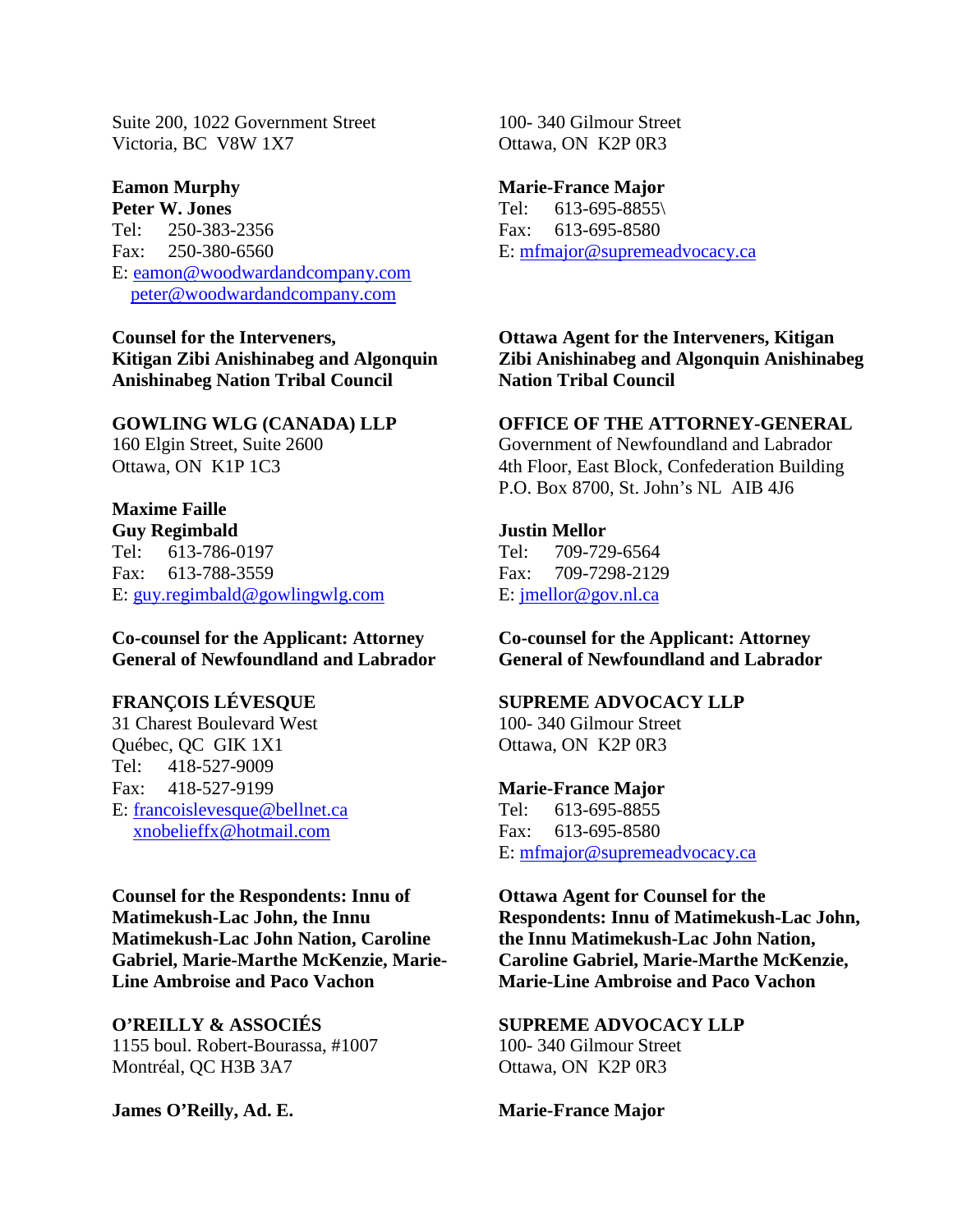Suite 200, 1022 Government Street
Victoria, BC V8W 1X7

**Eamon Murphy**
**Peter W. Jones**
Tel: 250-383-2356
Fax: 250-380-6560
E: eamon@woodwardandcompany.com
peter@woodwardandcompany.com

**Counsel for the Interveners, Kitigan Zibi Anishinabeg and Algonquin Anishinabeg Nation Tribal Council**

100- 340 Gilmour Street
Ottawa, ON K2P 0R3

**Marie-France Major**
Tel: 613-695-8855\
Fax: 613-695-8580
E: mfmajor@supremeadvocacy.ca

**Ottawa Agent for the Interveners, Kitigan Zibi Anishinabeg and Algonquin Anishinabeg Nation Tribal Council**

**GOWLING WLG (CANADA) LLP**
160 Elgin Street, Suite 2600
Ottawa, ON K1P 1C3

**Maxime Faille**
**Guy Regimbald**
Tel: 613-786-0197
Fax: 613-788-3559
E: guy.regimbald@gowlingwlg.com

**Co-counsel for the Applicant: Attorney General of Newfoundland and Labrador**

**OFFICE OF THE ATTORNEY-GENERAL**
Government of Newfoundland and Labrador
4th Floor, East Block, Confederation Building
P.O. Box 8700, St. John's NL AIB 4J6

**Justin Mellor**
Tel: 709-729-6564
Fax: 709-7298-2129
E: jmellor@gov.nl.ca

**Co-counsel for the Applicant: Attorney General of Newfoundland and Labrador**

**FRANÇOIS LÉVESQUE**
31 Charest Boulevard West
Québec, QC GIK 1X1
Tel: 418-527-9009
Fax: 418-527-9199
E: francoislevesque@bellnet.ca
xnobelieffx@hotmail.com

**Counsel for the Respondents: Innu of Matimekush-Lac John, the Innu Matimekush-Lac John Nation, Caroline Gabriel, Marie-Marthe McKenzie, Marie-Line Ambroise and Paco Vachon**

**SUPREME ADVOCACY LLP**
100- 340 Gilmour Street
Ottawa, ON K2P 0R3

**Marie-France Major**
Tel: 613-695-8855
Fax: 613-695-8580
E: mfmajor@supremeadvocacy.ca

**Ottawa Agent for Counsel for the Respondents: Innu of Matimekush-Lac John, the Innu Matimekush-Lac John Nation, Caroline Gabriel, Marie-Marthe McKenzie, Marie-Line Ambroise and Paco Vachon**

**O'REILLY & ASSOCIÉS**
1155 boul. Robert-Bourassa, #1007
Montréal, QC H3B 3A7

**James O'Reilly, Ad. E.**

**SUPREME ADVOCACY LLP**
100- 340 Gilmour Street
Ottawa, ON K2P 0R3

**Marie-France Major**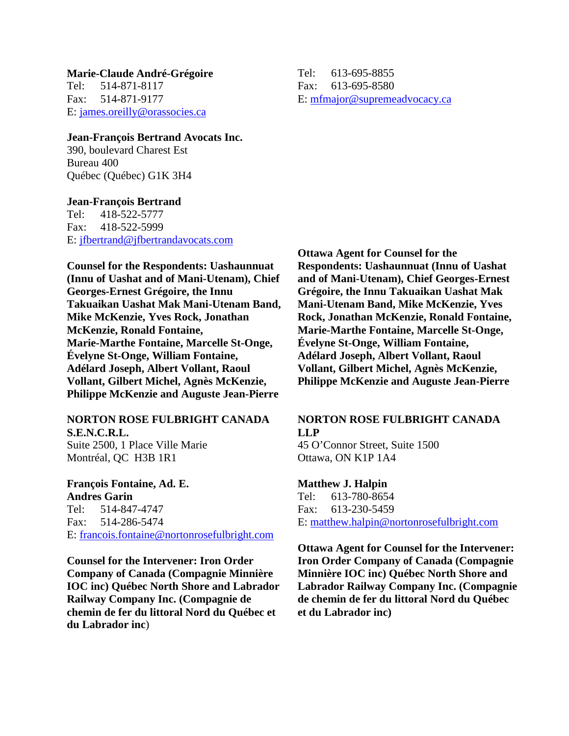**Marie-Claude André-Grégoire**
Tel: 514-871-8117
Fax: 514-871-9177
E: james.oreilly@orassocies.ca

**Jean-François Bertrand Avocats Inc.**
390, boulevard Charest Est
Bureau 400
Québec (Québec) G1K 3H4

**Jean-François Bertrand**
Tel: 418-522-5777
Fax: 418-522-5999
E: jfbertrand@jfbertrandavocats.com

**Counsel for the Respondents: Uashaunnuat (Innu of Uashat and of Mani-Utenam), Chief Georges-Ernest Grégoire, the Innu Takuaikan Uashat Mak Mani-Utenam Band, Mike McKenzie, Yves Rock, Jonathan McKenzie, Ronald Fontaine, Marie-Marthe Fontaine, Marcelle St-Onge, Évelyne St-Onge, William Fontaine, Adélard Joseph, Albert Vollant, Raoul Vollant, Gilbert Michel, Agnès McKenzie, Philippe McKenzie and Auguste Jean-Pierre**

Tel: 613-695-8855
Fax: 613-695-8580
E: mfmajor@supremeadvocacy.ca

**Ottawa Agent for Counsel for the Respondents: Uashaunnuat (Innu of Uashat and of Mani-Utenam), Chief Georges-Ernest Grégoire, the Innu Takuaikan Uashat Mak Mani-Utenam Band, Mike McKenzie, Yves Rock, Jonathan McKenzie, Ronald Fontaine, Marie-Marthe Fontaine, Marcelle St-Onge, Évelyne St-Onge, William Fontaine, Adélard Joseph, Albert Vollant, Raoul Vollant, Gilbert Michel, Agnès McKenzie, Philippe McKenzie and Auguste Jean-Pierre**

**NORTON ROSE FULBRIGHT CANADA S.E.N.C.R.L.**
Suite 2500, 1 Place Ville Marie
Montréal, QC H3B 1R1

**François Fontaine, Ad. E.**
**Andres Garin**
Tel: 514-847-4747
Fax: 514-286-5474
E: francois.fontaine@nortonrosefulbright.com

**Counsel for the Intervener: Iron Order Company of Canada (Compagnie Minnière IOC inc) Québec North Shore and Labrador Railway Company Inc. (Compagnie de chemin de fer du littoral Nord du Québec et du Labrador inc**)

**NORTON ROSE FULBRIGHT CANADA LLP**
45 O'Connor Street, Suite 1500
Ottawa, ON K1P 1A4

**Matthew J. Halpin**
Tel: 613-780-8654
Fax: 613-230-5459
E: matthew.halpin@nortonrosefulbright.com

**Ottawa Agent for Counsel for the Intervener: Iron Order Company of Canada (Compagnie Minnière IOC inc) Québec North Shore and Labrador Railway Company Inc. (Compagnie de chemin de fer du littoral Nord du Québec et du Labrador inc)**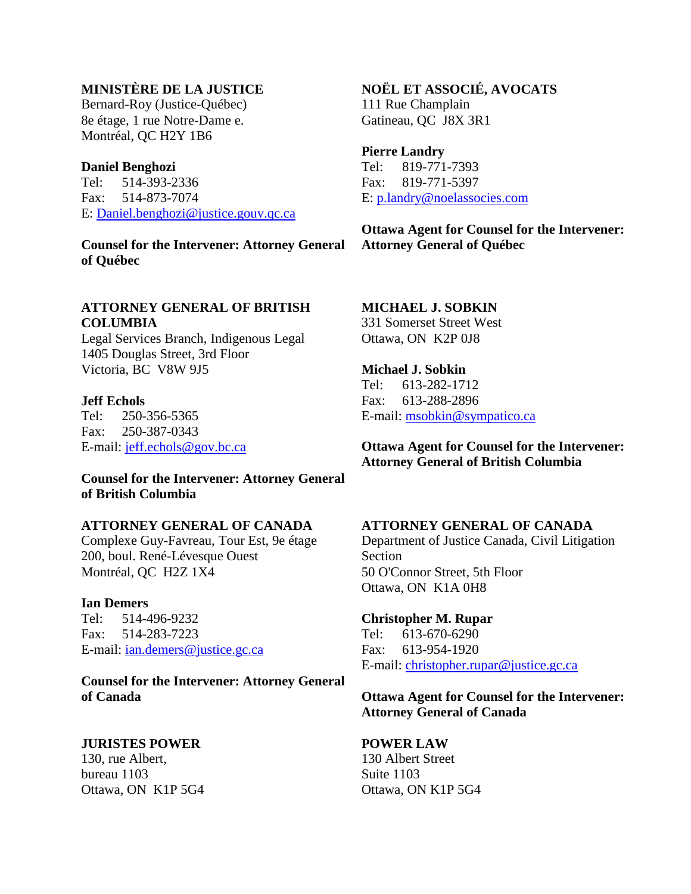**MINISTÈRE DE LA JUSTICE**
Bernard-Roy (Justice-Québec)
8e étage, 1 rue Notre-Dame e.
Montréal, QC H2Y 1B6

**Daniel Benghozi**
Tel: 514-393-2336
Fax: 514-873-7074
E: Daniel.benghozi@justice.gouv.qc.ca

**Counsel for the Intervener: Attorney General of Québec**

**NOËL ET ASSOCIÉ, AVOCATS**
111 Rue Champlain
Gatineau, QC J8X 3R1

**Pierre Landry**
Tel: 819-771-7393
Fax: 819-771-5397
E: p.landry@noelassocies.com

**Ottawa Agent for Counsel for the Intervener: Attorney General of Québec**

**ATTORNEY GENERAL OF BRITISH COLUMBIA**
Legal Services Branch, Indigenous Legal
1405 Douglas Street, 3rd Floor
Victoria, BC V8W 9J5

**Jeff Echols**
Tel: 250-356-5365
Fax: 250-387-0343
E-mail: jeff.echols@gov.bc.ca

**Counsel for the Intervener: Attorney General of British Columbia**

**MICHAEL J. SOBKIN**
331 Somerset Street West
Ottawa, ON K2P 0J8

**Michael J. Sobkin**
Tel: 613-282-1712
Fax: 613-288-2896
E-mail: msobkin@sympatico.ca

**Ottawa Agent for Counsel for the Intervener: Attorney General of British Columbia**

**ATTORNEY GENERAL OF CANADA**
Complexe Guy-Favreau, Tour Est, 9e étage
200, boul. René-Lévesque Ouest
Montréal, QC H2Z 1X4

**Ian Demers**
Tel: 514-496-9232
Fax: 514-283-7223
E-mail: ian.demers@justice.gc.ca

**Counsel for the Intervener: Attorney General of Canada**

**ATTORNEY GENERAL OF CANADA**
Department of Justice Canada, Civil Litigation Section
50 O'Connor Street, 5th Floor
Ottawa, ON K1A 0H8

**Christopher M. Rupar**
Tel: 613-670-6290
Fax: 613-954-1920
E-mail: christopher.rupar@justice.gc.ca

**Ottawa Agent for Counsel for the Intervener: Attorney General of Canada**

**JURISTES POWER**
130, rue Albert,
bureau 1103
Ottawa, ON K1P 5G4

**POWER LAW**
130 Albert Street
Suite 1103
Ottawa, ON K1P 5G4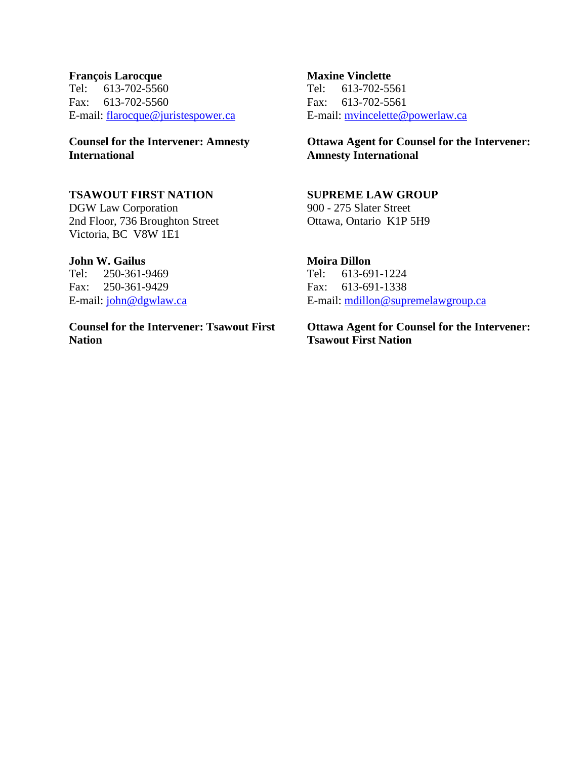**François Larocque**
Tel: 613-702-5560
Fax: 613-702-5560
E-mail: flarocque@juristespower.ca

**Counsel for the Intervener: Amnesty International**

**Maxine Vinclette**
Tel: 613-702-5561
Fax: 613-702-5561
E-mail: mvincelette@powerlaw.ca

**Ottawa Agent for Counsel for the Intervener: Amnesty International**

**TSAWOUT FIRST NATION**
DGW Law Corporation
2nd Floor, 736 Broughton Street
Victoria, BC V8W 1E1

**John W. Gailus**
Tel: 250-361-9469
Fax: 250-361-9429
E-mail: john@dgwlaw.ca

**Counsel for the Intervener: Tsawout First Nation**

**SUPREME LAW GROUP**
900 - 275 Slater Street
Ottawa, Ontario K1P 5H9

**Moira Dillon**
Tel: 613-691-1224
Fax: 613-691-1338
E-mail: mdillon@supremelawgroup.ca

**Ottawa Agent for Counsel for the Intervener: Tsawout First Nation**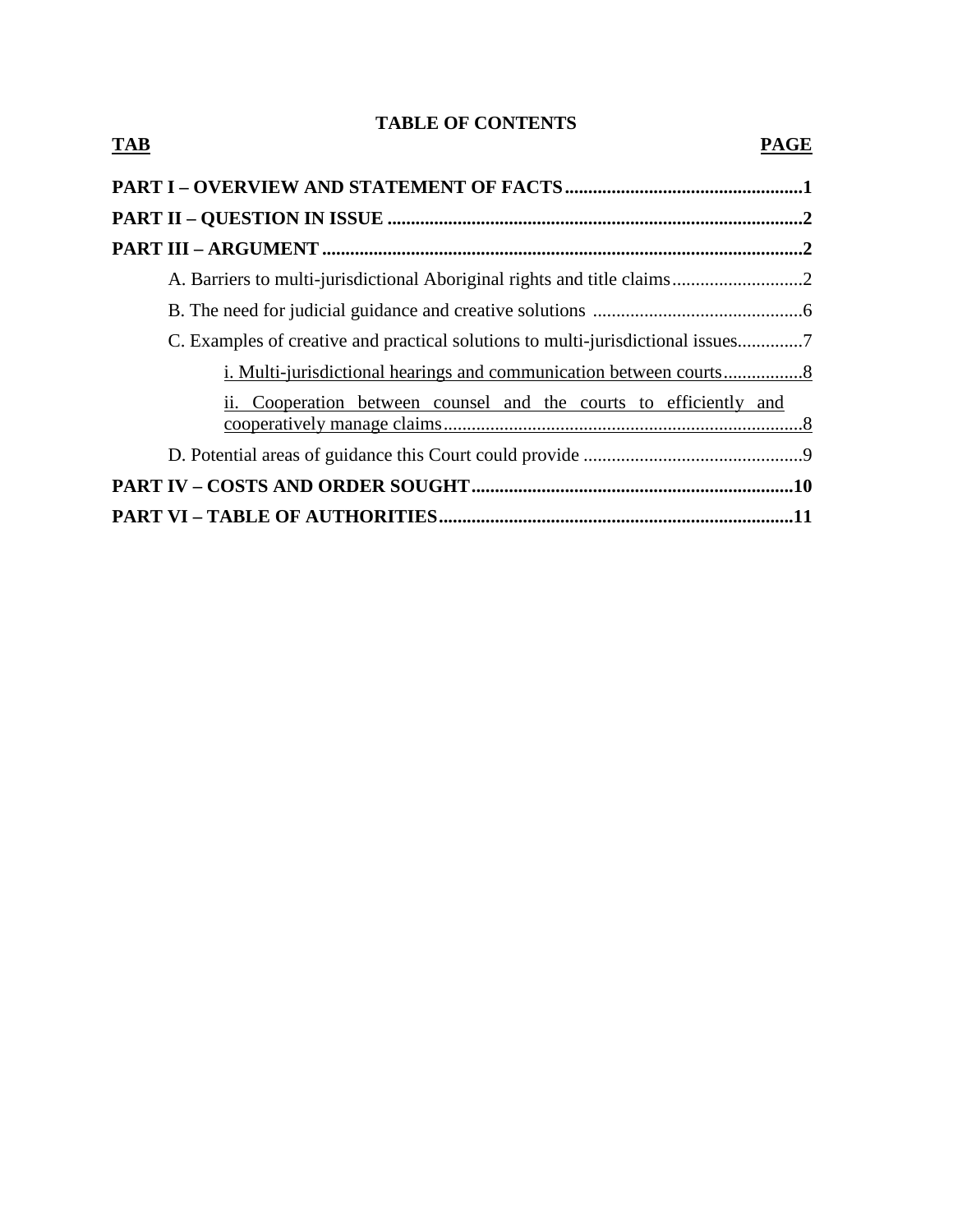**TABLE OF CONTENTS**

| TAB | PAGE |
| --- | --- |
| **PART I – OVERVIEW AND STATEMENT OF FACTS** | **1** |
| **PART II – QUESTION IN ISSUE** | **2** |
| **PART III – ARGUMENT** | **2** |
| A. Barriers to multi-jurisdictional Aboriginal rights and title claims | 2 |
| B. The need for judicial guidance and creative solutions | 6 |
| C. Examples of creative and practical solutions to multi-jurisdictional issues | 7 |
| i. Multi-jurisdictional hearings and communication between courts | 8 |
| ii. Cooperation between counsel and the courts to efficiently and cooperatively manage claims | 8 |
| D. Potential areas of guidance this Court could provide | 9 |
| **PART IV – COSTS AND ORDER SOUGHT** | **10** |
| **PART VI – TABLE OF AUTHORITIES** | **11** |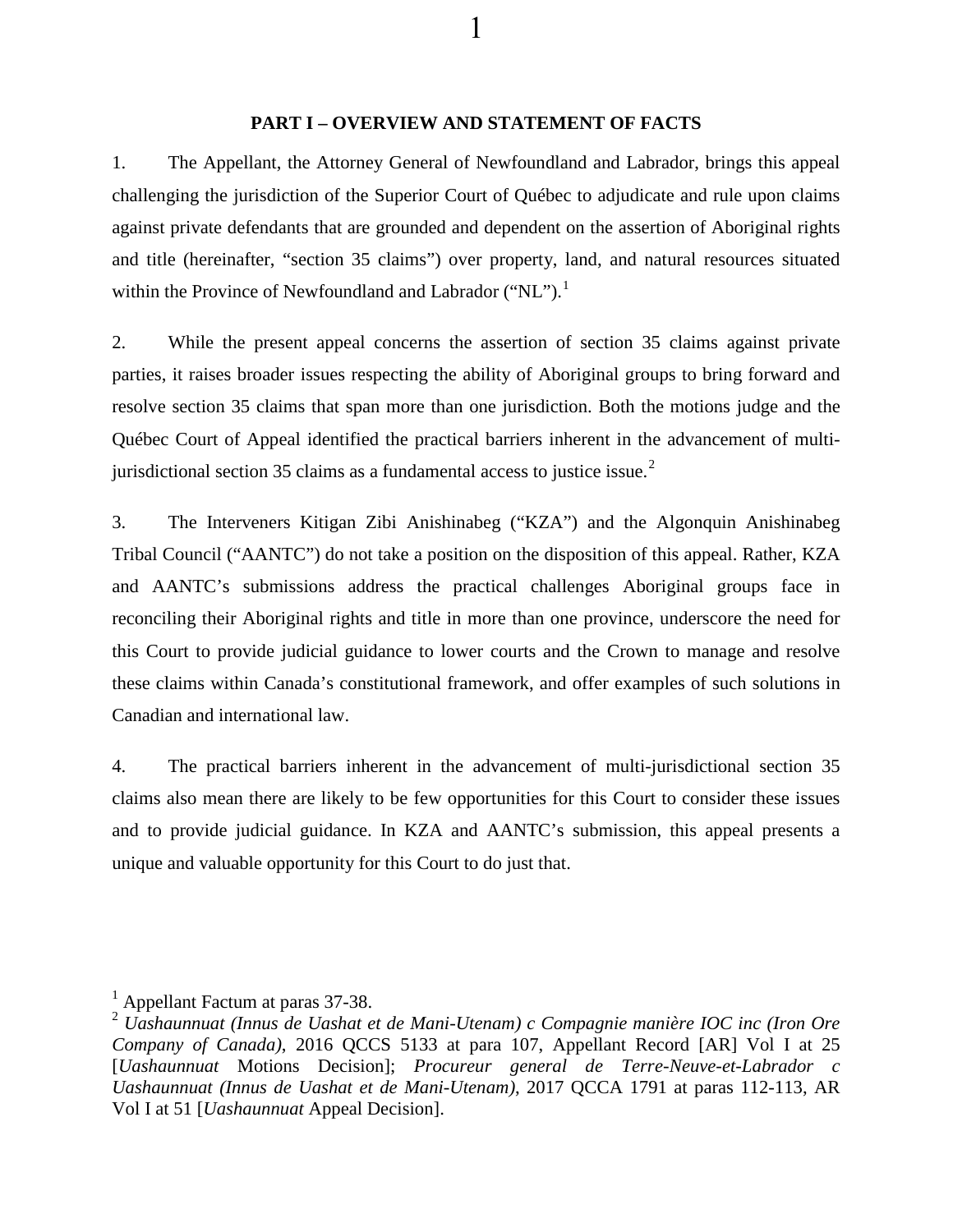## PART I – OVERVIEW AND STATEMENT OF FACTS

1. The Appellant, the Attorney General of Newfoundland and Labrador, brings this appeal challenging the jurisdiction of the Superior Court of Québec to adjudicate and rule upon claims against private defendants that are grounded and dependent on the assertion of Aboriginal rights and title (hereinafter, "section 35 claims") over property, land, and natural resources situated within the Province of Newfoundland and Labrador ("NL").[1]

2. While the present appeal concerns the assertion of section 35 claims against private parties, it raises broader issues respecting the ability of Aboriginal groups to bring forward and resolve section 35 claims that span more than one jurisdiction. Both the motions judge and the Québec Court of Appeal identified the practical barriers inherent in the advancement of multi-jurisdictional section 35 claims as a fundamental access to justice issue.[2]

3. The Interveners Kitigan Zibi Anishinabeg ("KZA") and the Algonquin Anishinabeg Tribal Council ("AANTC") do not take a position on the disposition of this appeal. Rather, KZA and AANTC's submissions address the practical challenges Aboriginal groups face in reconciling their Aboriginal rights and title in more than one province, underscore the need for this Court to provide judicial guidance to lower courts and the Crown to manage and resolve these claims within Canada's constitutional framework, and offer examples of such solutions in Canadian and international law.

4. The practical barriers inherent in the advancement of multi-jurisdictional section 35 claims also mean there are likely to be few opportunities for this Court to consider these issues and to provide judicial guidance. In KZA and AANTC's submission, this appeal presents a unique and valuable opportunity for this Court to do just that.

---

[1] Appellant Factum at paras 37-38.

[2] *Uashaunnuat (Innus de Uashat et de Mani-Utenam) c Compagnie manière IOC inc (Iron Ore Company of Canada)*, 2016 QCCS 5133 at para 107, Appellant Record [AR] Vol I at 25 [*Uashaunnuat* Motions Decision]; *Procureur general de Terre-Neuve-et-Labrador c Uashaunnuat (Innus de Uashat et de Mani-Utenam)*, 2017 QCCA 1791 at paras 112-113, AR Vol I at 51 [*Uashaunnuat* Appeal Decision].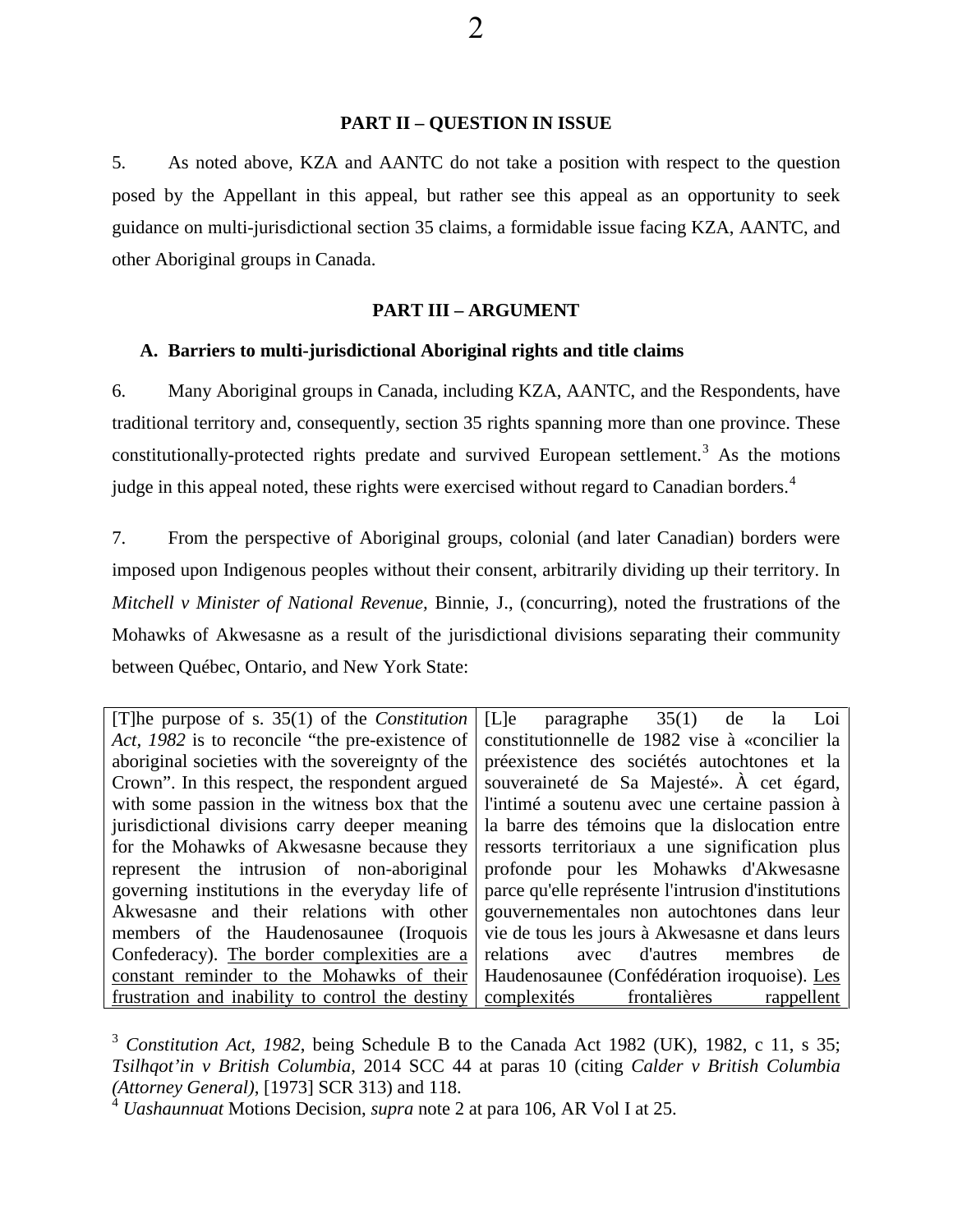## PART II – QUESTION IN ISSUE

5. As noted above, KZA and AANTC do not take a position with respect to the question posed by the Appellant in this appeal, but rather see this appeal as an opportunity to seek guidance on multi-jurisdictional section 35 claims, a formidable issue facing KZA, AANTC, and other Aboriginal groups in Canada.

## PART III – ARGUMENT

### A. Barriers to multi-jurisdictional Aboriginal rights and title claims

6. Many Aboriginal groups in Canada, including KZA, AANTC, and the Respondents, have traditional territory and, consequently, section 35 rights spanning more than one province. These constitutionally-protected rights predate and survived European settlement.[3] As the motions judge in this appeal noted, these rights were exercised without regard to Canadian borders.[4]

7. From the perspective of Aboriginal groups, colonial (and later Canadian) borders were imposed upon Indigenous peoples without their consent, arbitrarily dividing up their territory. In *Mitchell v Minister of National Revenue,* Binnie, J., (concurring), noted the frustrations of the Mohawks of Akwesasne as a result of the jurisdictional divisions separating their community between Québec, Ontario, and New York State:

| | |
|---|---|
| [T]he purpose of s. 35(1) of the *Constitution Act, 1982* is to reconcile "the pre-existence of aboriginal societies with the sovereignty of the Crown". In this respect, the respondent argued with some passion in the witness box that the jurisdictional divisions carry deeper meaning for the Mohawks of Akwesasne because they represent the intrusion of non-aboriginal governing institutions in the everyday life of Akwesasne and their relations with other members of the Haudenosaunee (Iroquois Confederacy). <u>The border complexities are a constant reminder to the Mohawks of their frustration and inability to control the destiny</u> | [L]e paragraphe 35(1) de la Loi constitutionnelle de 1982 vise à «concilier la préexistence des sociétés autochtones et la souveraineté de Sa Majesté». À cet égard, l'intimé a soutenu avec une certaine passion à la barre des témoins que la dislocation entre ressorts territoriaux a une signification plus profonde pour les Mohawks d'Akwesasne parce qu'elle représente l'intrusion d'institutions gouvernementales non autochtones dans leur vie de tous les jours à Akwesasne et dans leurs relations avec d'autres membres de Haudenosaunee (Confédération iroquoise). <u>Les complexités frontalières rappellent</u> |

[3] *Constitution Act, 1982*, being Schedule B to the Canada Act 1982 (UK), 1982, c 11, s 35; *Tsilhqot'in v British Columbia*, 2014 SCC 44 at paras 10 (citing *Calder v British Columbia (Attorney General)*, [1973] SCR 313) and 118.

[4] *Uashaunnuat* Motions Decision, *supra* note 2 at para 106, AR Vol I at 25.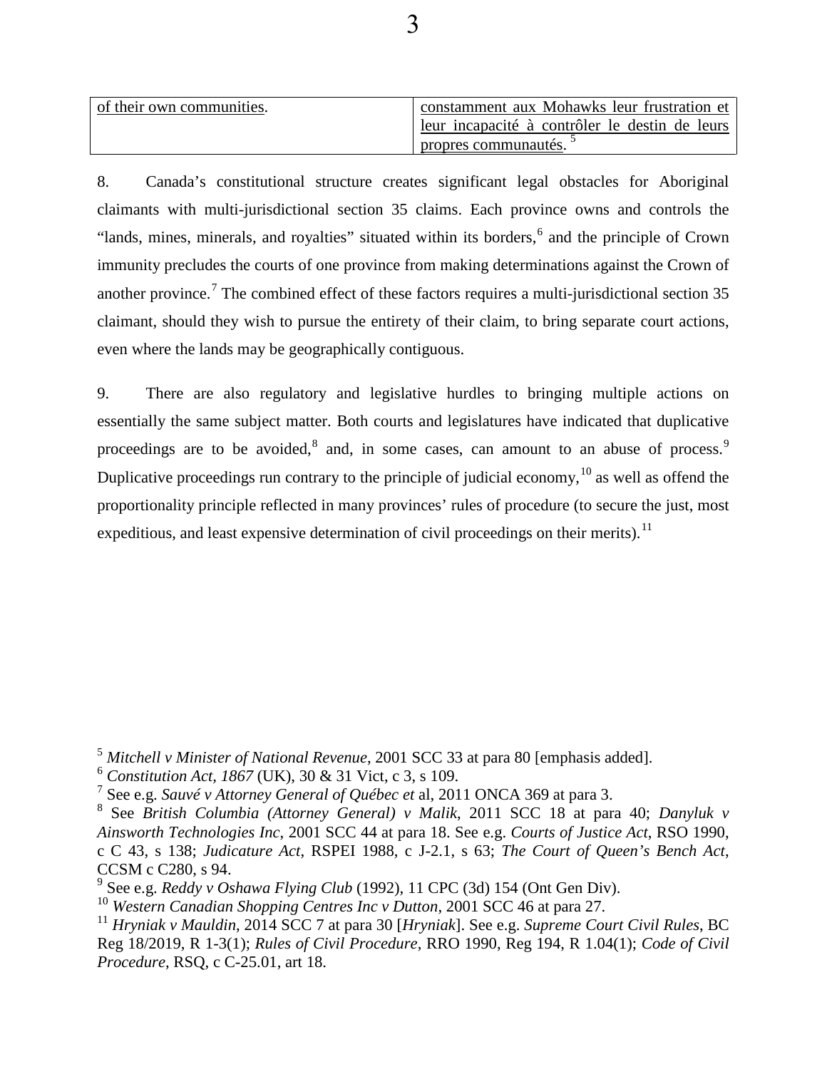| of their own communities. | constamment aux Mohawks leur frustration et leur incapacité à contrôler le destin de leurs propres communautés.[5] |
|---|---|

8. Canada's constitutional structure creates significant legal obstacles for Aboriginal claimants with multi-jurisdictional section 35 claims. Each province owns and controls the "lands, mines, minerals, and royalties" situated within its borders,[6] and the principle of Crown immunity precludes the courts of one province from making determinations against the Crown of another province.[7] The combined effect of these factors requires a multi-jurisdictional section 35 claimant, should they wish to pursue the entirety of their claim, to bring separate court actions, even where the lands may be geographically contiguous.

9. There are also regulatory and legislative hurdles to bringing multiple actions on essentially the same subject matter. Both courts and legislatures have indicated that duplicative proceedings are to be avoided,[8] and, in some cases, can amount to an abuse of process.[9] Duplicative proceedings run contrary to the principle of judicial economy,[10] as well as offend the proportionality principle reflected in many provinces' rules of procedure (to secure the just, most expeditious, and least expensive determination of civil proceedings on their merits).[11]

---

[5] *Mitchell v Minister of National Revenue*, 2001 SCC 33 at para 80 [emphasis added].

[6] *Constitution Act, 1867* (UK), 30 & 31 Vict, c 3, s 109.

[7] See e.g. *Sauvé v Attorney General of Québec et* al, 2011 ONCA 369 at para 3.

[8] See *British Columbia (Attorney General) v Malik*, 2011 SCC 18 at para 40; *Danyluk v Ainsworth Technologies Inc*, 2001 SCC 44 at para 18. See e.g. *Courts of Justice Act*, RSO 1990, c C 43, s 138; *Judicature Act*, RSPEI 1988, c J-2.1, s 63; *The Court of Queen's Bench Act*, CCSM c C280, s 94.

[9] See e.g. *Reddy v Oshawa Flying Club* (1992), 11 CPC (3d) 154 (Ont Gen Div).

[10] *Western Canadian Shopping Centres Inc v Dutton*, 2001 SCC 46 at para 27.

[11] *Hryniak v Mauldin*, 2014 SCC 7 at para 30 [*Hryniak*]. See e.g. *Supreme Court Civil Rules*, BC Reg 18/2019, R 1-3(1); *Rules of Civil Procedure*, RRO 1990, Reg 194, R 1.04(1); *Code of Civil Procedure*, RSQ, c C-25.01, art 18.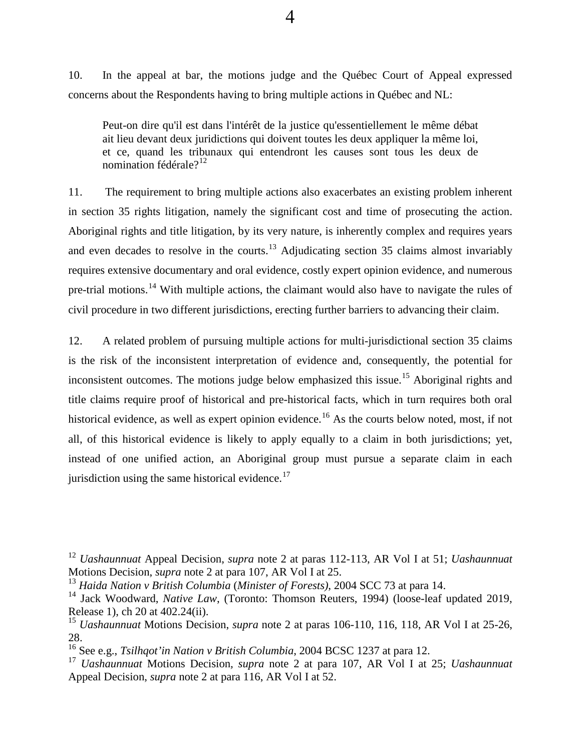10. In the appeal at bar, the motions judge and the Québec Court of Appeal expressed concerns about the Respondents having to bring multiple actions in Québec and NL:

> Peut-on dire qu'il est dans l'intérêt de la justice qu'essentiellement le même débat ait lieu devant deux juridictions qui doivent toutes les deux appliquer la même loi, et ce, quand les tribunaux qui entendront les causes sont tous les deux de nomination fédérale?[12]

11. The requirement to bring multiple actions also exacerbates an existing problem inherent in section 35 rights litigation, namely the significant cost and time of prosecuting the action. Aboriginal rights and title litigation, by its very nature, is inherently complex and requires years and even decades to resolve in the courts.[13] Adjudicating section 35 claims almost invariably requires extensive documentary and oral evidence, costly expert opinion evidence, and numerous pre-trial motions.[14] With multiple actions, the claimant would also have to navigate the rules of civil procedure in two different jurisdictions, erecting further barriers to advancing their claim.

12. A related problem of pursuing multiple actions for multi-jurisdictional section 35 claims is the risk of the inconsistent interpretation of evidence and, consequently, the potential for inconsistent outcomes. The motions judge below emphasized this issue.[15] Aboriginal rights and title claims require proof of historical and pre-historical facts, which in turn requires both oral historical evidence, as well as expert opinion evidence.[16] As the courts below noted, most, if not all, of this historical evidence is likely to apply equally to a claim in both jurisdictions; yet, instead of one unified action, an Aboriginal group must pursue a separate claim in each jurisdiction using the same historical evidence.[17]

---

[12] *Uashaunnuat* Appeal Decision, *supra* note 2 at paras 112-113, AR Vol I at 51; *Uashaunnuat* Motions Decision, *supra* note 2 at para 107, AR Vol I at 25.

[13] *Haida Nation v British Columbia* (*Minister of Forests),* 2004 SCC 73 at para 14.

[14] Jack Woodward, *Native Law*, (Toronto: Thomson Reuters, 1994) (loose-leaf updated 2019, Release 1), ch 20 at 402.24(ii).

[15] *Uashaunnuat* Motions Decision, *supra* note 2 at paras 106-110, 116, 118, AR Vol I at 25-26, 28.

[16] See e.g., *Tsilhqot'in Nation v British Columbia*, 2004 BCSC 1237 at para 12.

[17] *Uashaunnuat* Motions Decision, *supra* note 2 at para 107, AR Vol I at 25; *Uashaunnuat* Appeal Decision, *supra* note 2 at para 116, AR Vol I at 52.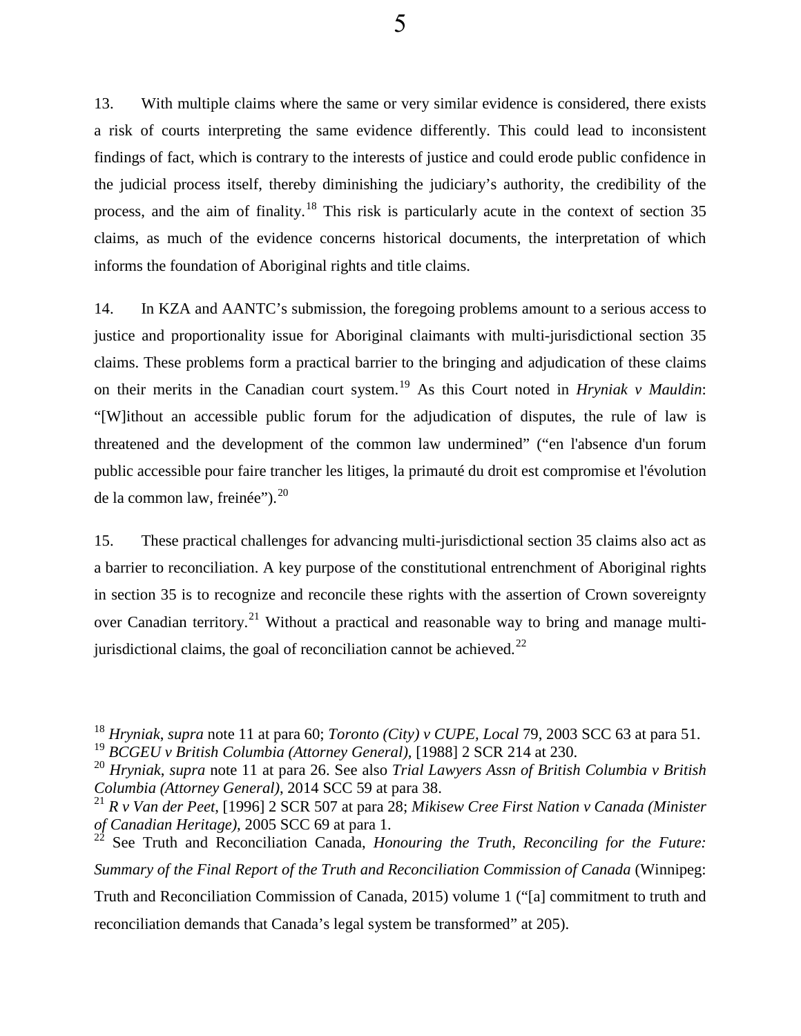13. With multiple claims where the same or very similar evidence is considered, there exists a risk of courts interpreting the same evidence differently. This could lead to inconsistent findings of fact, which is contrary to the interests of justice and could erode public confidence in the judicial process itself, thereby diminishing the judiciary's authority, the credibility of the process, and the aim of finality.[18] This risk is particularly acute in the context of section 35 claims, as much of the evidence concerns historical documents, the interpretation of which informs the foundation of Aboriginal rights and title claims.

14. In KZA and AANTC's submission, the foregoing problems amount to a serious access to justice and proportionality issue for Aboriginal claimants with multi-jurisdictional section 35 claims. These problems form a practical barrier to the bringing and adjudication of these claims on their merits in the Canadian court system.[19] As this Court noted in *Hryniak v Mauldin*: "[W]ithout an accessible public forum for the adjudication of disputes, the rule of law is threatened and the development of the common law undermined" ("en l'absence d'un forum public accessible pour faire trancher les litiges, la primauté du droit est compromise et l'évolution de la common law, freinée").[20]

15. These practical challenges for advancing multi-jurisdictional section 35 claims also act as a barrier to reconciliation. A key purpose of the constitutional entrenchment of Aboriginal rights in section 35 is to recognize and reconcile these rights with the assertion of Crown sovereignty over Canadian territory.[21] Without a practical and reasonable way to bring and manage multi-jurisdictional claims, the goal of reconciliation cannot be achieved.[22]

---

[18] *Hryniak*, *supra* note 11 at para 60; *Toronto (City) v CUPE, Local* 79, 2003 SCC 63 at para 51.

[19] *BCGEU v British Columbia (Attorney General)*, [1988] 2 SCR 214 at 230.

[20] *Hryniak*, *supra* note 11 at para 26. See also *Trial Lawyers Assn of British Columbia v British Columbia (Attorney General)*, 2014 SCC 59 at para 38.

[21] *R v Van der Peet*, [1996] 2 SCR 507 at para 28; *Mikisew Cree First Nation v Canada (Minister of Canadian Heritage)*, 2005 SCC 69 at para 1.

[22] See Truth and Reconciliation Canada, *Honouring the Truth, Reconciling for the Future: Summary of the Final Report of the Truth and Reconciliation Commission of Canada* (Winnipeg: Truth and Reconciliation Commission of Canada, 2015) volume 1 ("[a] commitment to truth and reconciliation demands that Canada's legal system be transformed" at 205).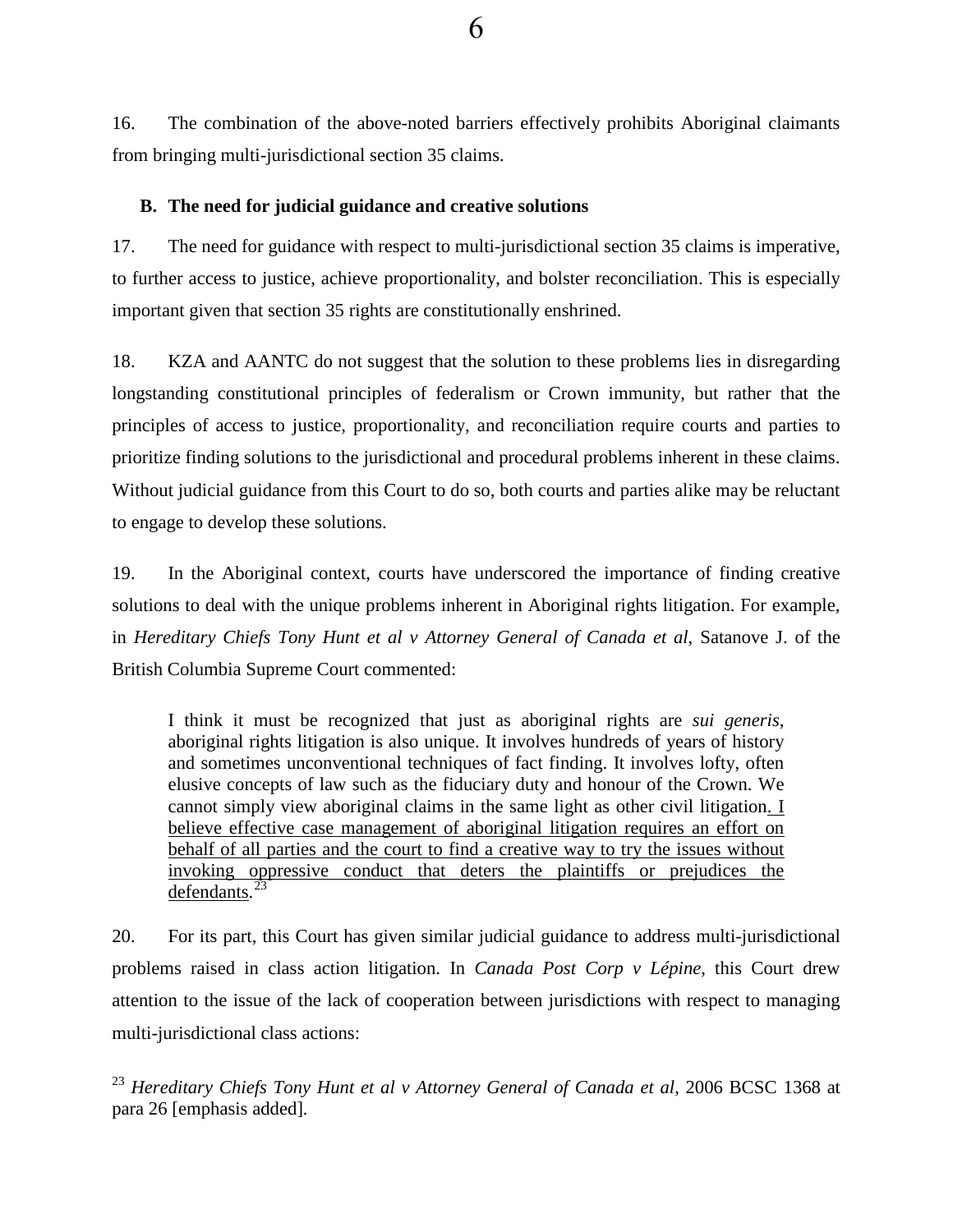16. The combination of the above-noted barriers effectively prohibits Aboriginal claimants from bringing multi-jurisdictional section 35 claims.

### B. The need for judicial guidance and creative solutions

17. The need for guidance with respect to multi-jurisdictional section 35 claims is imperative, to further access to justice, achieve proportionality, and bolster reconciliation. This is especially important given that section 35 rights are constitutionally enshrined.

18. KZA and AANTC do not suggest that the solution to these problems lies in disregarding longstanding constitutional principles of federalism or Crown immunity, but rather that the principles of access to justice, proportionality, and reconciliation require courts and parties to prioritize finding solutions to the jurisdictional and procedural problems inherent in these claims. Without judicial guidance from this Court to do so, both courts and parties alike may be reluctant to engage to develop these solutions.

19. In the Aboriginal context, courts have underscored the importance of finding creative solutions to deal with the unique problems inherent in Aboriginal rights litigation. For example, in *Hereditary Chiefs Tony Hunt et al v Attorney General of Canada et al*, Satanove J. of the British Columbia Supreme Court commented:

> I think it must be recognized that just as aboriginal rights are *sui generis*, aboriginal rights litigation is also unique. It involves hundreds of years of history and sometimes unconventional techniques of fact finding. It involves lofty, often elusive concepts of law such as the fiduciary duty and honour of the Crown. We cannot simply view aboriginal claims in the same light as other civil litigation. <u>I believe effective case management of aboriginal litigation requires an effort on behalf of all parties and the court to find a creative way to try the issues without invoking oppressive conduct that deters the plaintiffs or prejudices the defendants</u>.[23]

20. For its part, this Court has given similar judicial guidance to address multi-jurisdictional problems raised in class action litigation. In *Canada Post Corp v Lépine*, this Court drew attention to the issue of the lack of cooperation between jurisdictions with respect to managing multi-jurisdictional class actions:

[23] *Hereditary Chiefs Tony Hunt et al v Attorney General of Canada et al*, 2006 BCSC 1368 at para 26 [emphasis added].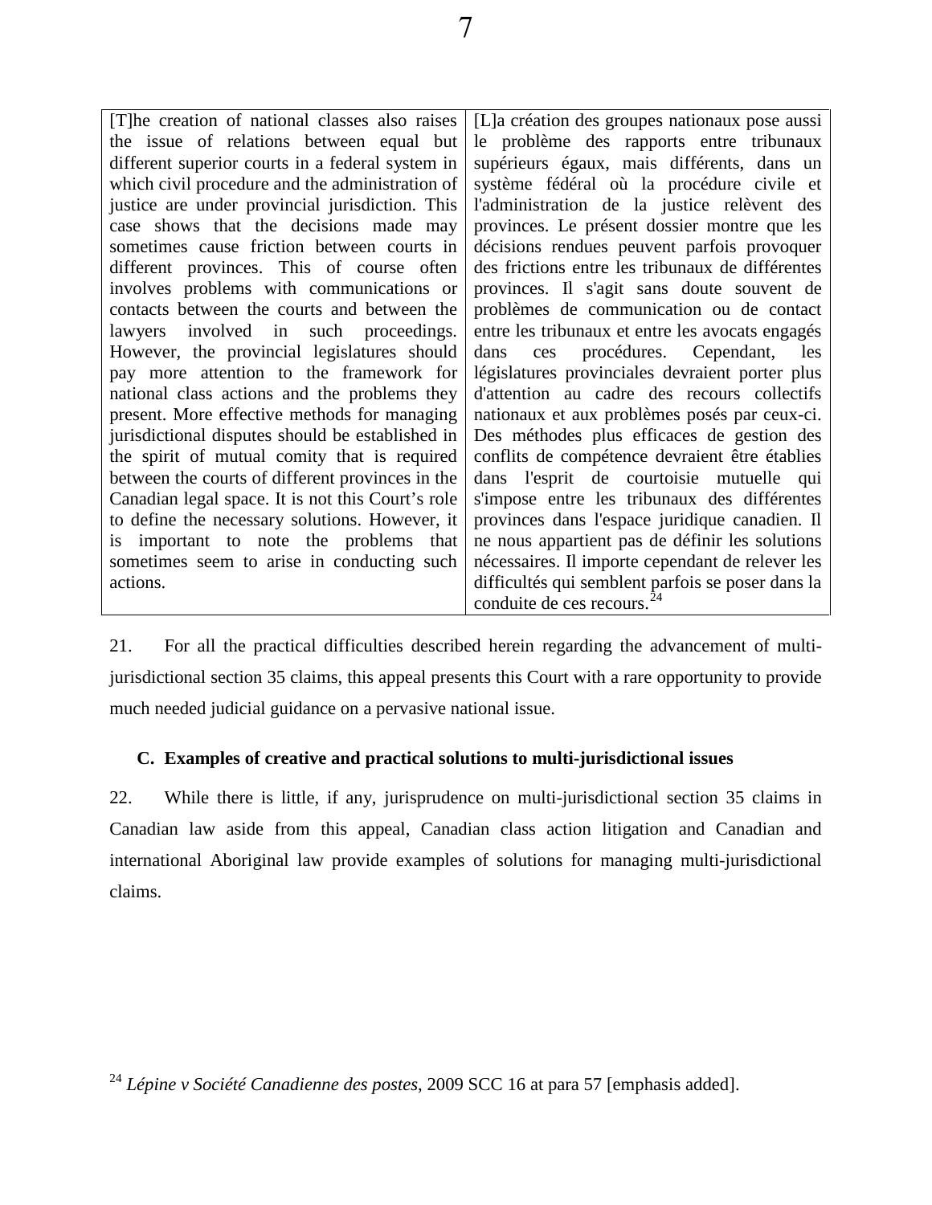| [T]he creation of national classes also raises the issue of relations between equal but different superior courts in a federal system in which civil procedure and the administration of justice are under provincial jurisdiction. This case shows that the decisions made may sometimes cause friction between courts in different provinces. This of course often involves problems with communications or contacts between the courts and between the lawyers involved in such proceedings. However, the provincial legislatures should pay more attention to the framework for national class actions and the problems they present. More effective methods for managing jurisdictional disputes should be established in the spirit of mutual comity that is required between the courts of different provinces in the Canadian legal space. It is not this Court's role to define the necessary solutions. However, it is important to note the problems that sometimes seem to arise in conducting such actions. | [L]a création des groupes nationaux pose aussi le problème des rapports entre tribunaux supérieurs égaux, mais différents, dans un système fédéral où la procédure civile et l'administration de la justice relèvent des provinces. Le présent dossier montre que les décisions rendues peuvent parfois provoquer des frictions entre les tribunaux de différentes provinces. Il s'agit sans doute souvent de problèmes de communication ou de contact entre les tribunaux et entre les avocats engagés dans ces procédures. Cependant, les législatures provinciales devraient porter plus d'attention au cadre des recours collectifs nationaux et aux problèmes posés par ceux-ci. Des méthodes plus efficaces de gestion des conflits de compétence devraient être établies dans l'esprit de courtoisie mutuelle qui s'impose entre les tribunaux des différentes provinces dans l'espace juridique canadien. Il ne nous appartient pas de définir les solutions nécessaires. Il importe cependant de relever les difficultés qui semblent parfois se poser dans la conduite de ces recours.[24] |
|---|---|

21. For all the practical difficulties described herein regarding the advancement of multi-jurisdictional section 35 claims, this appeal presents this Court with a rare opportunity to provide much needed judicial guidance on a pervasive national issue.

### C. Examples of creative and practical solutions to multi-jurisdictional issues

22. While there is little, if any, jurisprudence on multi-jurisdictional section 35 claims in Canadian law aside from this appeal, Canadian class action litigation and Canadian and international Aboriginal law provide examples of solutions for managing multi-jurisdictional claims.

[24] *Lépine v Société Canadienne des postes*, 2009 SCC 16 at para 57 [emphasis added].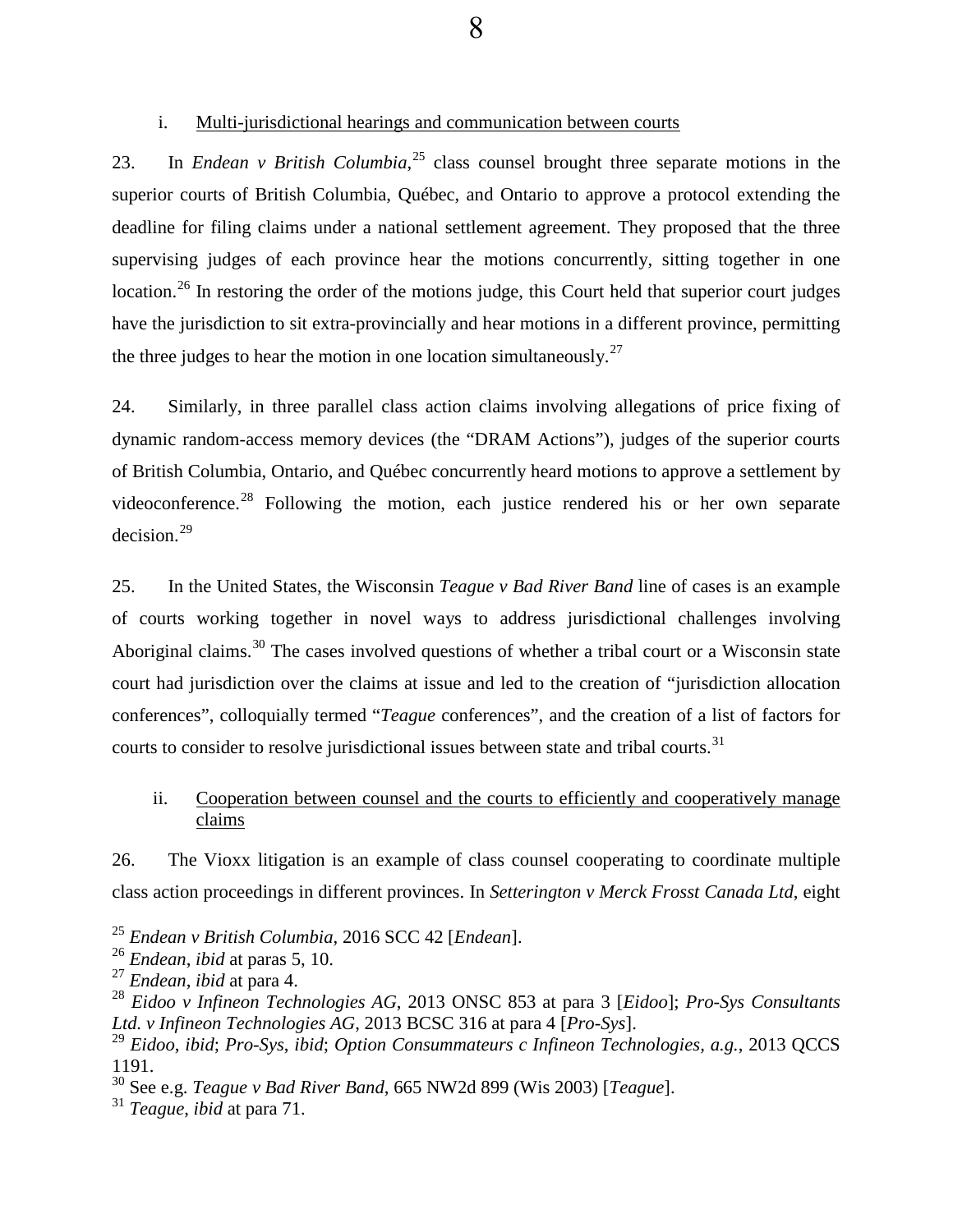i. Multi-jurisdictional hearings and communication between courts

23. In *Endean v British Columbia*,[25] class counsel brought three separate motions in the superior courts of British Columbia, Québec, and Ontario to approve a protocol extending the deadline for filing claims under a national settlement agreement. They proposed that the three supervising judges of each province hear the motions concurrently, sitting together in one location.[26] In restoring the order of the motions judge, this Court held that superior court judges have the jurisdiction to sit extra-provincially and hear motions in a different province, permitting the three judges to hear the motion in one location simultaneously.[27]

24. Similarly, in three parallel class action claims involving allegations of price fixing of dynamic random-access memory devices (the "DRAM Actions"), judges of the superior courts of British Columbia, Ontario, and Québec concurrently heard motions to approve a settlement by videoconference.[28] Following the motion, each justice rendered his or her own separate decision.[29]

25. In the United States, the Wisconsin *Teague v Bad River Band* line of cases is an example of courts working together in novel ways to address jurisdictional challenges involving Aboriginal claims.[30] The cases involved questions of whether a tribal court or a Wisconsin state court had jurisdiction over the claims at issue and led to the creation of "jurisdiction allocation conferences", colloquially termed "*Teague* conferences", and the creation of a list of factors for courts to consider to resolve jurisdictional issues between state and tribal courts.[31]

ii. Cooperation between counsel and the courts to efficiently and cooperatively manage claims

26. The Vioxx litigation is an example of class counsel cooperating to coordinate multiple class action proceedings in different provinces. In *Setterington v Merck Frosst Canada Ltd*, eight

---

[25] *Endean v British Columbia*, 2016 SCC 42 [*Endean*].
[26] *Endean*, *ibid* at paras 5, 10.
[27] *Endean*, *ibid* at para 4.
[28] *Eidoo v Infineon Technologies AG*, 2013 ONSC 853 at para 3 [*Eidoo*]; *Pro-Sys Consultants Ltd. v Infineon Technologies AG*, 2013 BCSC 316 at para 4 [*Pro-Sys*].
[29] *Eidoo*, *ibid*; *Pro-Sys*, *ibid*; *Option Consummateurs c Infineon Technologies, a.g.*, 2013 QCCS 1191.
[30] See e.g. *Teague v Bad River Band*, 665 NW2d 899 (Wis 2003) [*Teague*].
[31] *Teague*, *ibid* at para 71.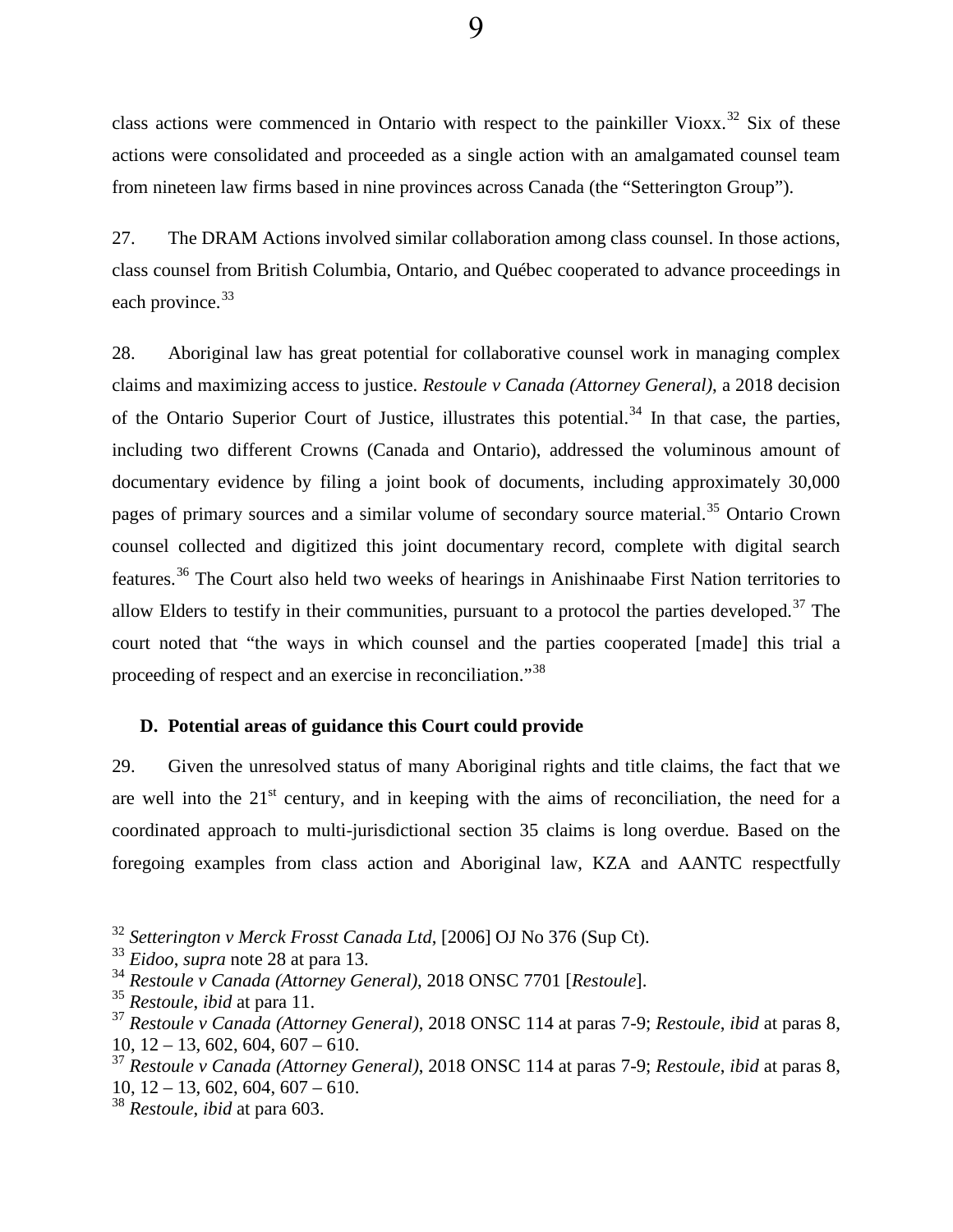class actions were commenced in Ontario with respect to the painkiller Vioxx.[32] Six of these actions were consolidated and proceeded as a single action with an amalgamated counsel team from nineteen law firms based in nine provinces across Canada (the "Setterington Group").

27. The DRAM Actions involved similar collaboration among class counsel. In those actions, class counsel from British Columbia, Ontario, and Québec cooperated to advance proceedings in each province.[33]

28. Aboriginal law has great potential for collaborative counsel work in managing complex claims and maximizing access to justice. *Restoule v Canada (Attorney General)*, a 2018 decision of the Ontario Superior Court of Justice, illustrates this potential.[34] In that case, the parties, including two different Crowns (Canada and Ontario), addressed the voluminous amount of documentary evidence by filing a joint book of documents, including approximately 30,000 pages of primary sources and a similar volume of secondary source material.[35] Ontario Crown counsel collected and digitized this joint documentary record, complete with digital search features.[36] The Court also held two weeks of hearings in Anishinaabe First Nation territories to allow Elders to testify in their communities, pursuant to a protocol the parties developed.[37] The court noted that "the ways in which counsel and the parties cooperated [made] this trial a proceeding of respect and an exercise in reconciliation."[38]

### D. Potential areas of guidance this Court could provide

29. Given the unresolved status of many Aboriginal rights and title claims, the fact that we are well into the 21st century, and in keeping with the aims of reconciliation, the need for a coordinated approach to multi-jurisdictional section 35 claims is long overdue. Based on the foregoing examples from class action and Aboriginal law, KZA and AANTC respectfully

---

[32] *Setterington v Merck Frosst Canada Ltd*, [2006] OJ No 376 (Sup Ct).
[33] *Eidoo*, *supra* note 28 at para 13.
[34] *Restoule v Canada (Attorney General)*, 2018 ONSC 7701 [*Restoule*].
[35] *Restoule*, *ibid* at para 11.
[37] *Restoule v Canada (Attorney General)*, 2018 ONSC 114 at paras 7-9; *Restoule*, *ibid* at paras 8, 10, 12 – 13, 602, 604, 607 – 610.
[37] *Restoule v Canada (Attorney General)*, 2018 ONSC 114 at paras 7-9; *Restoule*, *ibid* at paras 8, 10, 12 – 13, 602, 604, 607 – 610.
[38] *Restoule*, *ibid* at para 603.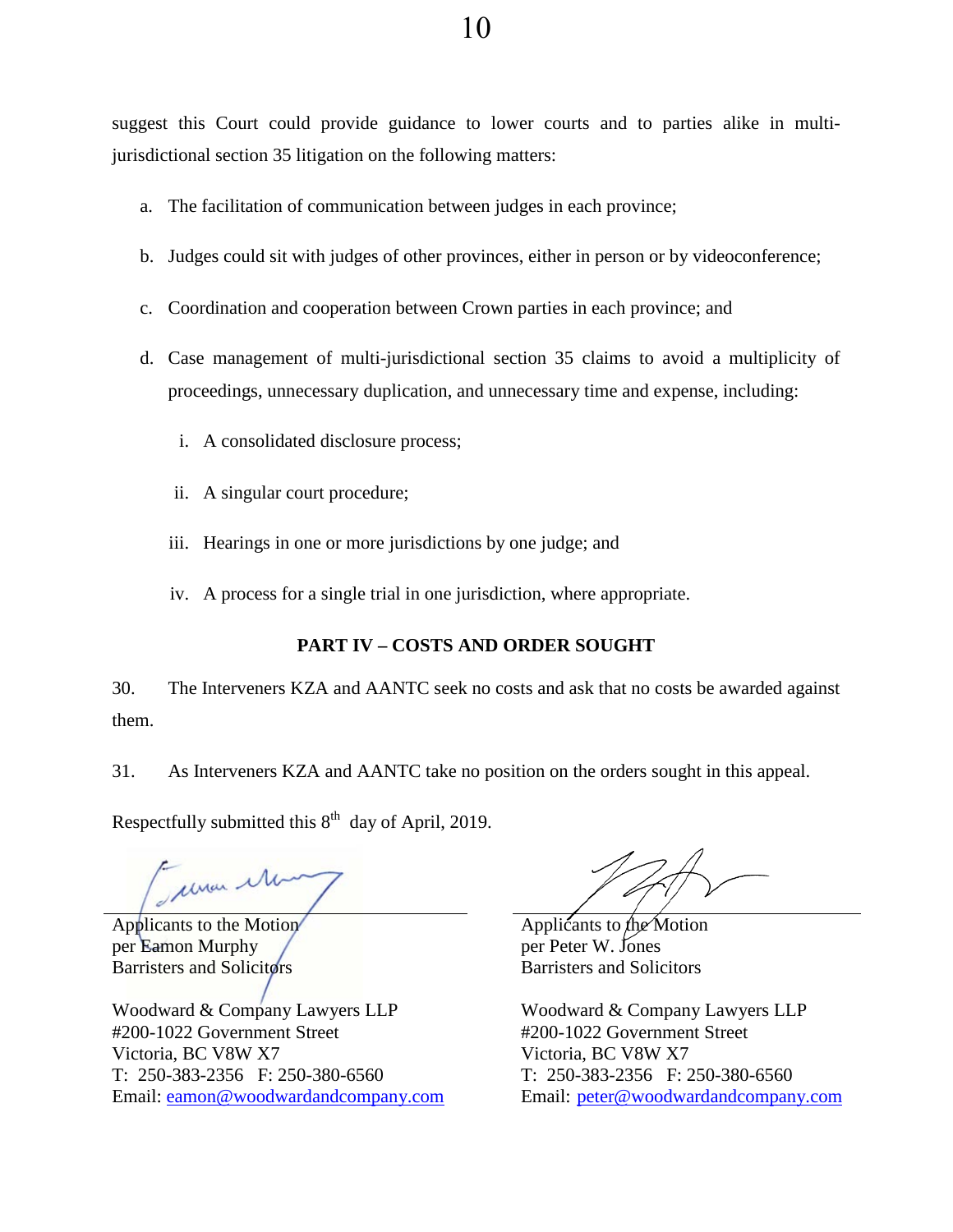suggest this Court could provide guidance to lower courts and to parties alike in multi-jurisdictional section 35 litigation on the following matters:

a. The facilitation of communication between judges in each province;

b. Judges could sit with judges of other provinces, either in person or by videoconference;

c. Coordination and cooperation between Crown parties in each province; and

d. Case management of multi-jurisdictional section 35 claims to avoid a multiplicity of proceedings, unnecessary duplication, and unnecessary time and expense, including:

   i. A consolidated disclosure process;

   ii. A singular court procedure;

   iii. Hearings in one or more jurisdictions by one judge; and

   iv. A process for a single trial in one jurisdiction, where appropriate.

**PART IV – COSTS AND ORDER SOUGHT**

30. The Interveners KZA and AANTC seek no costs and ask that no costs be awarded against them.

31. As Interveners KZA and AANTC take no position on the orders sought in this appeal.

Respectfully submitted this 8th day of April, 2019.

Applicants to the Motion
per Eamon Murphy
Barristers and Solicitors

Woodward & Company Lawyers LLP
#200-1022 Government Street
Victoria, BC V8W X7
T: 250-383-2356 F: 250-380-6560
Email: eamon@woodwardandcompany.com

Applicants to the Motion
per Peter W. Jones
Barristers and Solicitors

Woodward & Company Lawyers LLP
#200-1022 Government Street
Victoria, BC V8W X7
T: 250-383-2356 F: 250-380-6560
Email: peter@woodwardandcompany.com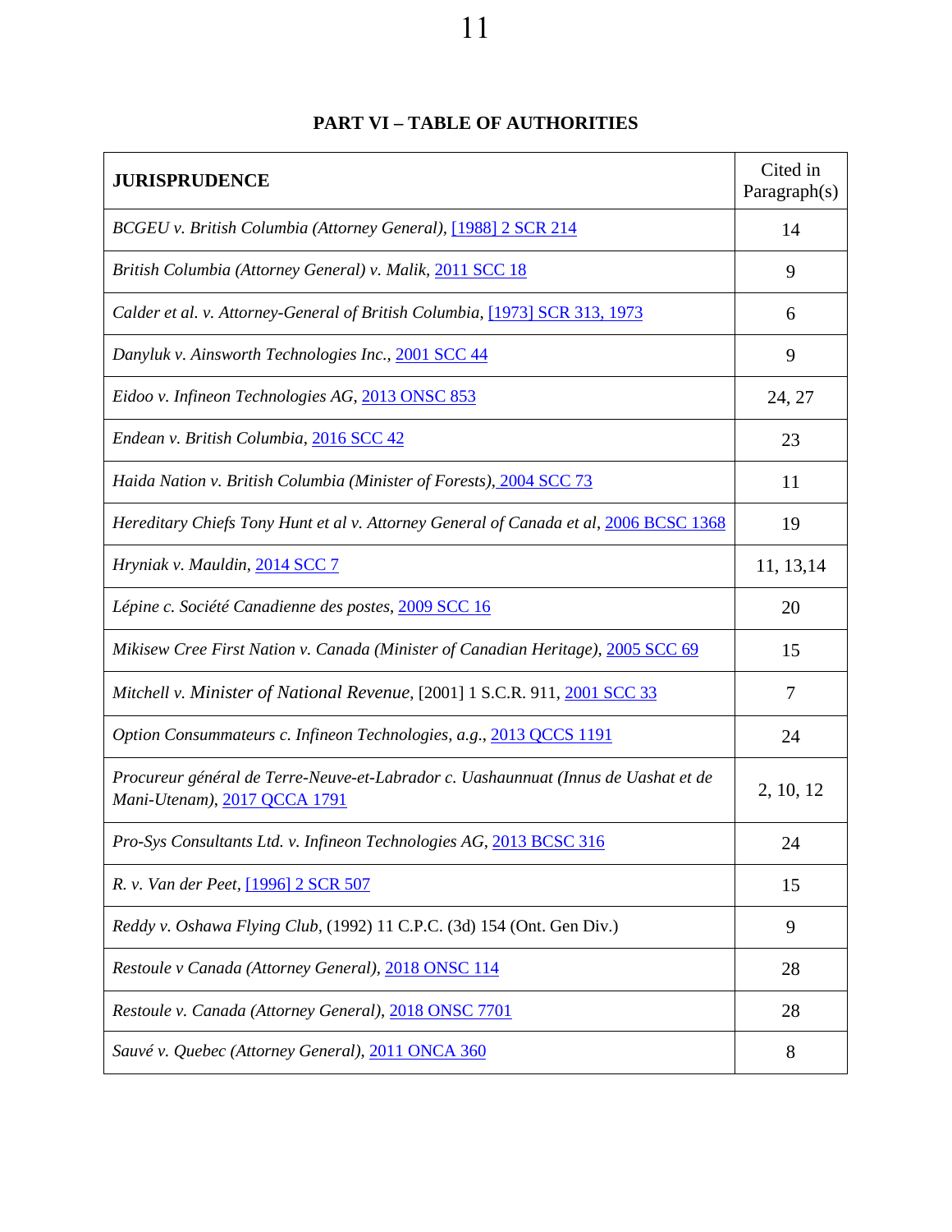## PART VI – TABLE OF AUTHORITIES

| JURISPRUDENCE | Cited in Paragraph(s) |
|---|---|
| *BCGEU v. British Columbia (Attorney General),* [1988] 2 SCR 214 | 14 |
| *British Columbia (Attorney General) v. Malik,* 2011 SCC 18 | 9 |
| *Calder et al. v. Attorney-General of British Columbia,* [1973] SCR 313, 1973 | 6 |
| *Danyluk v. Ainsworth Technologies Inc.,* 2001 SCC 44 | 9 |
| *Eidoo v. Infineon Technologies AG,* 2013 ONSC 853 | 24, 27 |
| *Endean v. British Columbia,* 2016 SCC 42 | 23 |
| *Haida Nation v. British Columbia (Minister of Forests),* 2004 SCC 73 | 11 |
| *Hereditary Chiefs Tony Hunt et al v. Attorney General of Canada et al,* 2006 BCSC 1368 | 19 |
| *Hryniak v. Mauldin,* 2014 SCC 7 | 11, 13,14 |
| *Lépine c. Société Canadienne des postes,* 2009 SCC 16 | 20 |
| *Mikisew Cree First Nation v. Canada (Minister of Canadian Heritage),* 2005 SCC 69 | 15 |
| *Mitchell v. Minister of National Revenue,* [2001] 1 S.C.R. 911, 2001 SCC 33 | 7 |
| *Option Consummateurs c. Infineon Technologies, a.g.,* 2013 QCCS 1191 | 24 |
| *Procureur général de Terre-Neuve-et-Labrador c. Uashaunnuat (Innus de Uashat et de Mani-Utenam),* 2017 QCCA 1791 | 2, 10, 12 |
| *Pro-Sys Consultants Ltd. v. Infineon Technologies AG,* 2013 BCSC 316 | 24 |
| *R. v. Van der Peet,* [1996] 2 SCR 507 | 15 |
| *Reddy v. Oshawa Flying Club,* (1992) 11 C.P.C. (3d) 154 (Ont. Gen Div.) | 9 |
| *Restoule v Canada (Attorney General),* 2018 ONSC 114 | 28 |
| *Restoule v. Canada (Attorney General),* 2018 ONSC 7701 | 28 |
| *Sauvé v. Quebec (Attorney General),* 2011 ONCA 360 | 8 |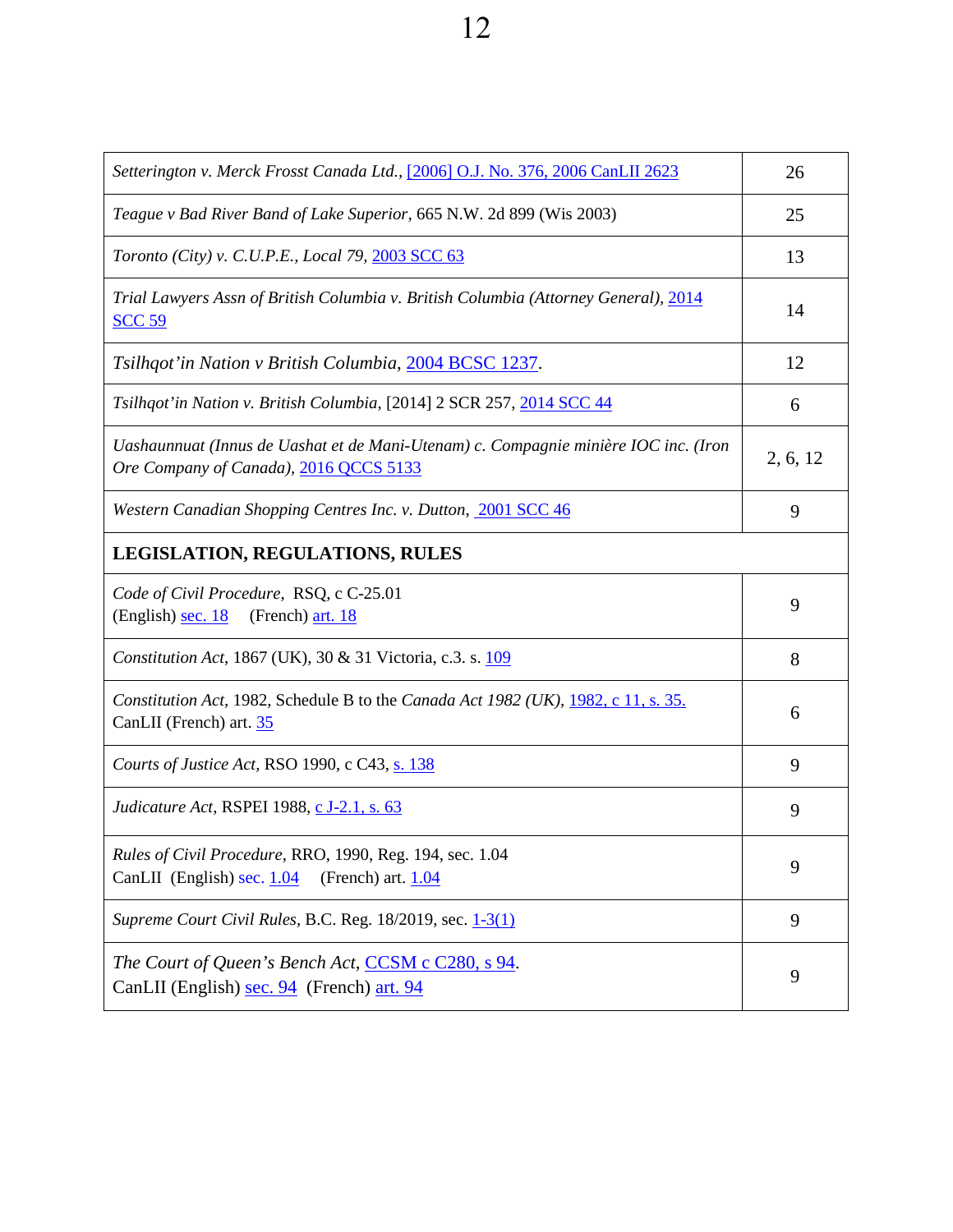| | |
|---|---|
| *Setterington v. Merck Frosst Canada Ltd.*, [2006] O.J. No. 376, 2006 CanLII 2623 | 26 |
| *Teague v Bad River Band of Lake Superior*, 665 N.W. 2d 899 (Wis 2003) | 25 |
| *Toronto (City) v. C.U.P.E., Local 79*, 2003 SCC 63 | 13 |
| *Trial Lawyers Assn of British Columbia v. British Columbia (Attorney General)*, 2014 SCC 59 | 14 |
| *Tsilhqot'in Nation v British Columbia*, 2004 BCSC 1237. | 12 |
| *Tsilhqot'in Nation v. British Columbia*, [2014] 2 SCR 257, 2014 SCC 44 | 6 |
| *Uashaunnuat (Innus de Uashat et de Mani-Utenam) c. Compagnie minière IOC inc. (Iron Ore Company of Canada)*, 2016 QCCS 5133 | 2, 6, 12 |
| *Western Canadian Shopping Centres Inc. v. Dutton*, 2001 SCC 46 | 9 |
| **LEGISLATION, REGULATIONS, RULES** | |
| *Code of Civil Procedure*, RSQ, c C-25.01 (English) sec. 18 (French) art. 18 | 9 |
| *Constitution Act*, 1867 (UK), 30 & 31 Victoria, c.3. s. 109 | 8 |
| *Constitution Act*, 1982, Schedule B to the *Canada Act 1982 (UK)*, 1982, c 11, s. 35. CanLII (French) art. 35 | 6 |
| *Courts of Justice Act*, RSO 1990, c C43, s. 138 | 9 |
| *Judicature Act*, RSPEI 1988, c J-2.1, s. 63 | 9 |
| *Rules of Civil Procedure*, RRO, 1990, Reg. 194, sec. 1.04 CanLII (English) sec. 1.04 (French) art. 1.04 | 9 |
| *Supreme Court Civil Rules*, B.C. Reg. 18/2019, sec. 1-3(1) | 9 |
| *The Court of Queen's Bench Act*, CCSM c C280, s 94. CanLII (English) sec. 94 (French) art. 94 | 9 |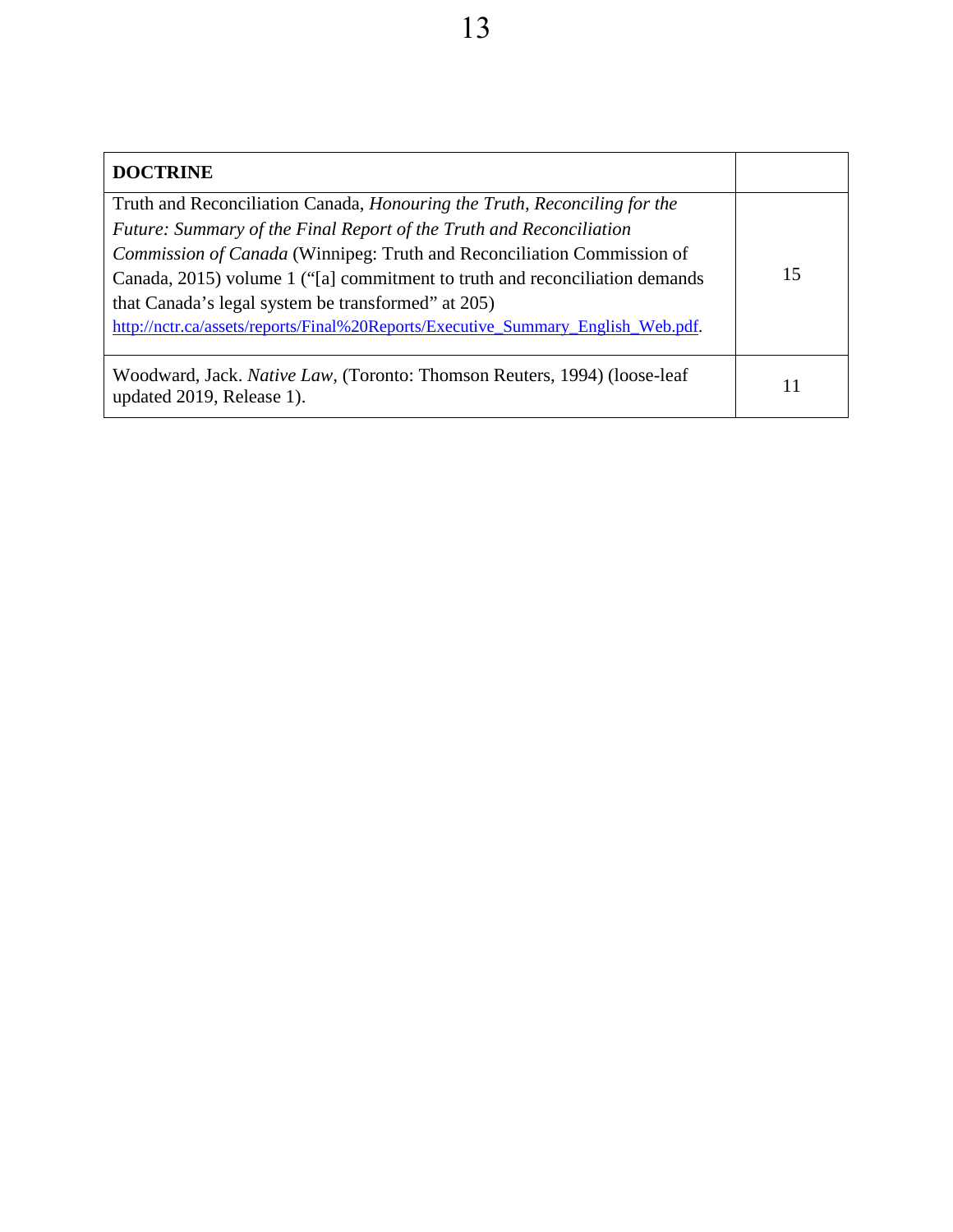| **DOCTRINE** | |
| --- | --- |
| Truth and Reconciliation Canada, *Honouring the Truth, Reconciling for the Future: Summary of the Final Report of the Truth and Reconciliation Commission of Canada* (Winnipeg: Truth and Reconciliation Commission of Canada, 2015) volume 1 ("[a] commitment to truth and reconciliation demands that Canada's legal system be transformed" at 205) http://nctr.ca/assets/reports/Final%20Reports/Executive_Summary_English_Web.pdf. | 15 |
| Woodward, Jack. *Native Law*, (Toronto: Thomson Reuters, 1994) (loose-leaf updated 2019, Release 1). | 11 |